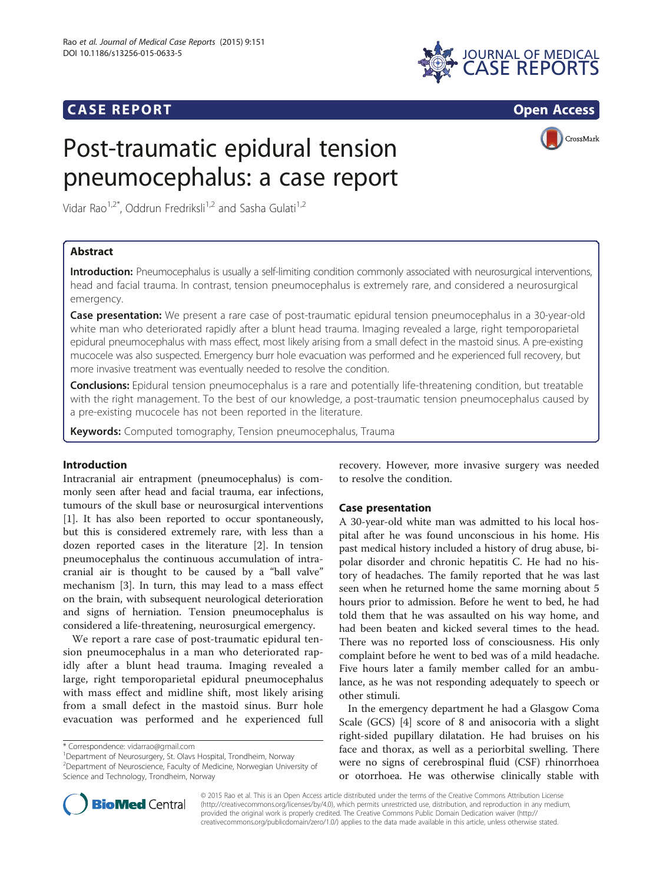**CASE REPORT** **Open Access**

# Post-traumatic epidural tension pneumocephalus: a case report

Vidar Rao[1,2*], Oddrun Fredriksli[1,2] and Sasha Gulati[1,2]

## Abstract

**Introduction:** Pneumocephalus is usually a self-limiting condition commonly associated with neurosurgical interventions, head and facial trauma. In contrast, tension pneumocephalus is extremely rare, and considered a neurosurgical emergency.

**Case presentation:** We present a rare case of post-traumatic epidural tension pneumocephalus in a 30-year-old white man who deteriorated rapidly after a blunt head trauma. Imaging revealed a large, right temporoparietal epidural pneumocephalus with mass effect, most likely arising from a small defect in the mastoid sinus. A pre-existing mucocele was also suspected. Emergency burr hole evacuation was performed and he experienced full recovery, but more invasive treatment was eventually needed to resolve the condition.

**Conclusions:** Epidural tension pneumocephalus is a rare and potentially life-threatening condition, but treatable with the right management. To the best of our knowledge, a post-traumatic tension pneumocephalus caused by a pre-existing mucocele has not been reported in the literature.

**Keywords:** Computed tomography, Tension pneumocephalus, Trauma

## Introduction

Intracranial air entrapment (pneumocephalus) is commonly seen after head and facial trauma, ear infections, tumours of the skull base or neurosurgical interventions [1]. It has also been reported to occur spontaneously, but this is considered extremely rare, with less than a dozen reported cases in the literature [2]. In tension pneumocephalus the continuous accumulation of intracranial air is thought to be caused by a "ball valve" mechanism [3]. In turn, this may lead to a mass effect on the brain, with subsequent neurological deterioration and signs of herniation. Tension pneumocephalus is considered a life-threatening, neurosurgical emergency.

We report a rare case of post-traumatic epidural tension pneumocephalus in a man who deteriorated rapidly after a blunt head trauma. Imaging revealed a large, right temporoparietal epidural pneumocephalus with mass effect and midline shift, most likely arising from a small defect in the mastoid sinus. Burr hole evacuation was performed and he experienced full recovery. However, more invasive surgery was needed to resolve the condition.

## Case presentation

A 30-year-old white man was admitted to his local hospital after he was found unconscious in his home. His past medical history included a history of drug abuse, bipolar disorder and chronic hepatitis C. He had no history of headaches. The family reported that he was last seen when he returned home the same morning about 5 hours prior to admission. Before he went to bed, he had told them that he was assaulted on his way home, and had been beaten and kicked several times to the head. There was no reported loss of consciousness. His only complaint before he went to bed was of a mild headache. Five hours later a family member called for an ambulance, as he was not responding adequately to speech or other stimuli.

In the emergency department he had a Glasgow Coma Scale (GCS) [4] score of 8 and anisocoria with a slight right-sided pupillary dilatation. He had bruises on his face and thorax, as well as a periorbital swelling. There were no signs of cerebrospinal fluid (CSF) rhinorrhoea or otorrhoea. He was otherwise clinically stable with

* Correspondence: vidarrao@gmail.com
[1]Department of Neurosurgery, St. Olavs Hospital, Trondheim, Norway
[2]Department of Neuroscience, Faculty of Medicine, Norwegian University of Science and Technology, Trondheim, Norway

© 2015 Rao et al. This is an Open Access article distributed under the terms of the Creative Commons Attribution License (http://creativecommons.org/licenses/by/4.0), which permits unrestricted use, distribution, and reproduction in any medium, provided the original work is properly credited. The Creative Commons Public Domain Dedication waiver (http://creativecommons.org/publicdomain/zero/1.0/) applies to the data made available in this article, unless otherwise stated.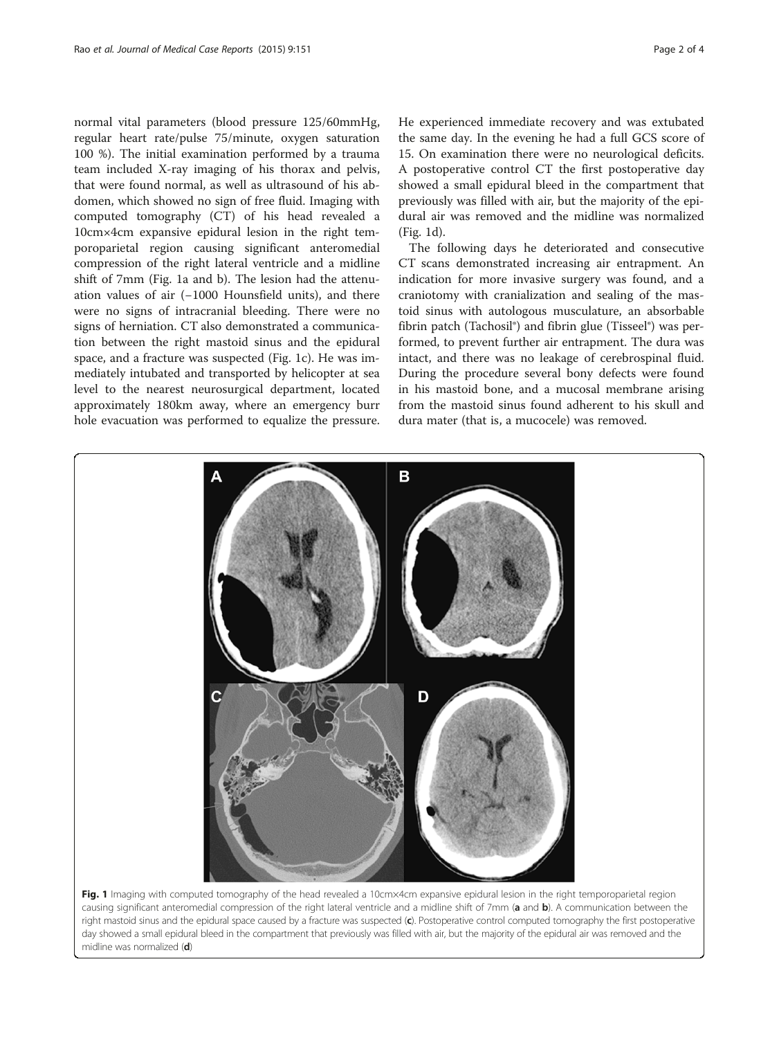normal vital parameters (blood pressure 125/60mmHg, regular heart rate/pulse 75/minute, oxygen saturation 100 %). The initial examination performed by a trauma team included X-ray imaging of his thorax and pelvis, that were found normal, as well as ultrasound of his abdomen, which showed no sign of free fluid. Imaging with computed tomography (CT) of his head revealed a 10cm×4cm expansive epidural lesion in the right temporoparietal region causing significant anteromedial compression of the right lateral ventricle and a midline shift of 7mm (Fig. 1a and b). The lesion had the attenuation values of air (−1000 Hounsfield units), and there were no signs of intracranial bleeding. There were no signs of herniation. CT also demonstrated a communication between the right mastoid sinus and the epidural space, and a fracture was suspected (Fig. 1c). He was immediately intubated and transported by helicopter at sea level to the nearest neurosurgical department, located approximately 180km away, where an emergency burr hole evacuation was performed to equalize the pressure. He experienced immediate recovery and was extubated the same day. In the evening he had a full GCS score of 15. On examination there were no neurological deficits. A postoperative control CT the first postoperative day showed a small epidural bleed in the compartment that previously was filled with air, but the majority of the epidural air was removed and the midline was normalized (Fig. 1d).

The following days he deteriorated and consecutive CT scans demonstrated increasing air entrapment. An indication for more invasive surgery was found, and a craniotomy with cranialization and sealing of the mastoid sinus with autologous musculature, an absorbable fibrin patch (Tachosil®) and fibrin glue (Tisseel®) was performed, to prevent further air entrapment. The dura was intact, and there was no leakage of cerebrospinal fluid. During the procedure several bony defects were found in his mastoid bone, and a mucosal membrane arising from the mastoid sinus found adherent to his skull and dura mater (that is, a mucocele) was removed.

**Fig. 1** Imaging with computed tomography of the head revealed a 10cm×4cm expansive epidural lesion in the right temporoparietal region causing significant anteromedial compression of the right lateral ventricle and a midline shift of 7mm (**a** and **b**). A communication between the right mastoid sinus and the epidural space caused by a fracture was suspected (**c**). Postoperative control computed tomography the first postoperative day showed a small epidural bleed in the compartment that previously was filled with air, but the majority of the epidural air was removed and the midline was normalized (**d**)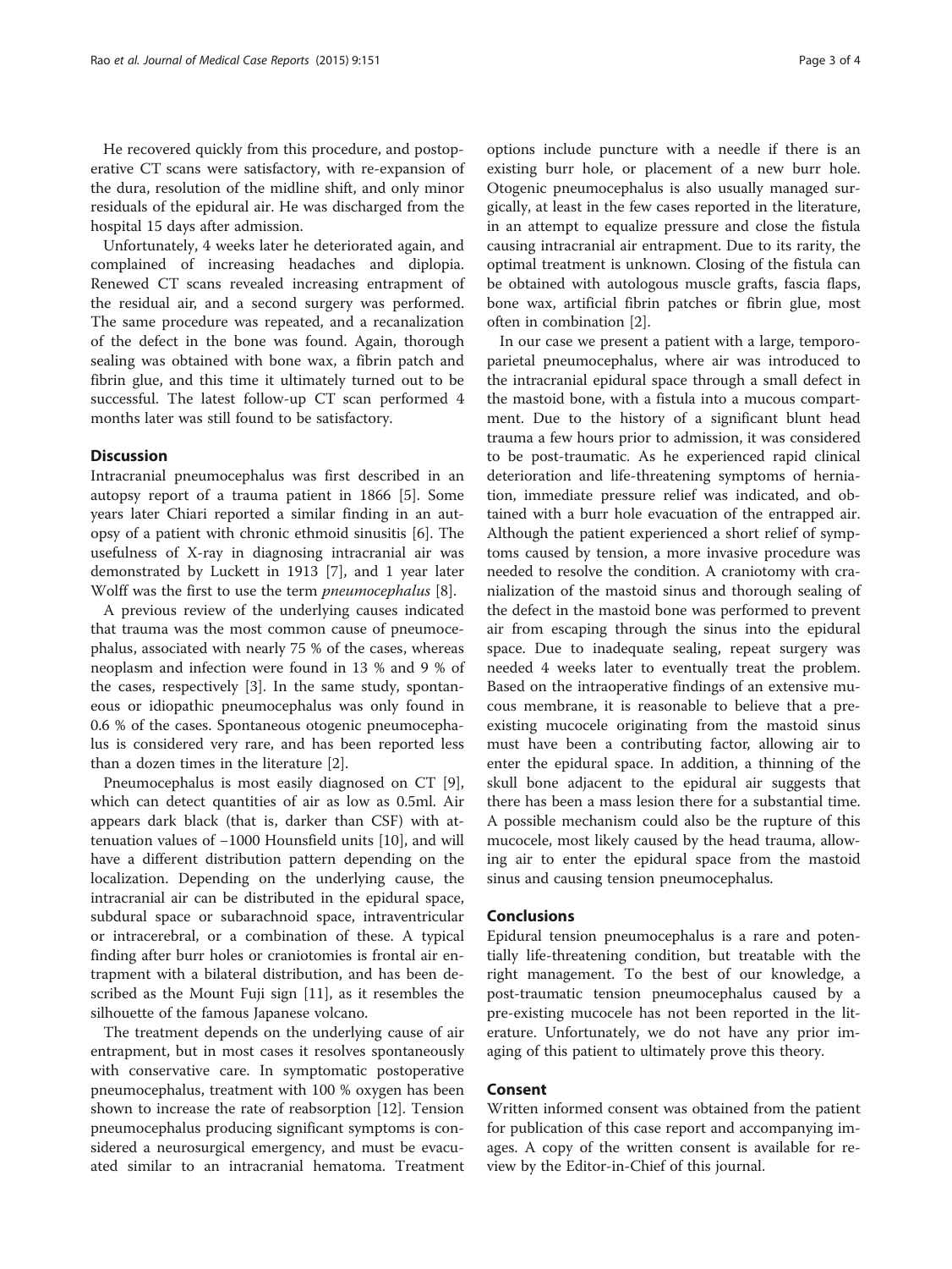He recovered quickly from this procedure, and postoperative CT scans were satisfactory, with re-expansion of the dura, resolution of the midline shift, and only minor residuals of the epidural air. He was discharged from the hospital 15 days after admission.

Unfortunately, 4 weeks later he deteriorated again, and complained of increasing headaches and diplopia. Renewed CT scans revealed increasing entrapment of the residual air, and a second surgery was performed. The same procedure was repeated, and a recanalization of the defect in the bone was found. Again, thorough sealing was obtained with bone wax, a fibrin patch and fibrin glue, and this time it ultimately turned out to be successful. The latest follow-up CT scan performed 4 months later was still found to be satisfactory.

## Discussion

Intracranial pneumocephalus was first described in an autopsy report of a trauma patient in 1866 [5]. Some years later Chiari reported a similar finding in an autopsy of a patient with chronic ethmoid sinusitis [6]. The usefulness of X-ray in diagnosing intracranial air was demonstrated by Luckett in 1913 [7], and 1 year later Wolff was the first to use the term *pneumocephalus* [8].

A previous review of the underlying causes indicated that trauma was the most common cause of pneumocephalus, associated with nearly 75 % of the cases, whereas neoplasm and infection were found in 13 % and 9 % of the cases, respectively [3]. In the same study, spontaneous or idiopathic pneumocephalus was only found in 0.6 % of the cases. Spontaneous otogenic pneumocephalus is considered very rare, and has been reported less than a dozen times in the literature [2].

Pneumocephalus is most easily diagnosed on CT [9], which can detect quantities of air as low as 0.5ml. Air appears dark black (that is, darker than CSF) with attenuation values of −1000 Hounsfield units [10], and will have a different distribution pattern depending on the localization. Depending on the underlying cause, the intracranial air can be distributed in the epidural space, subdural space or subarachnoid space, intraventricular or intracerebral, or a combination of these. A typical finding after burr holes or craniotomies is frontal air entrapment with a bilateral distribution, and has been described as the Mount Fuji sign [11], as it resembles the silhouette of the famous Japanese volcano.

The treatment depends on the underlying cause of air entrapment, but in most cases it resolves spontaneously with conservative care. In symptomatic postoperative pneumocephalus, treatment with 100 % oxygen has been shown to increase the rate of reabsorption [12]. Tension pneumocephalus producing significant symptoms is considered a neurosurgical emergency, and must be evacuated similar to an intracranial hematoma. Treatment options include puncture with a needle if there is an existing burr hole, or placement of a new burr hole. Otogenic pneumocephalus is also usually managed surgically, at least in the few cases reported in the literature, in an attempt to equalize pressure and close the fistula causing intracranial air entrapment. Due to its rarity, the optimal treatment is unknown. Closing of the fistula can be obtained with autologous muscle grafts, fascia flaps, bone wax, artificial fibrin patches or fibrin glue, most often in combination [2].

In our case we present a patient with a large, temporoparietal pneumocephalus, where air was introduced to the intracranial epidural space through a small defect in the mastoid bone, with a fistula into a mucous compartment. Due to the history of a significant blunt head trauma a few hours prior to admission, it was considered to be post-traumatic. As he experienced rapid clinical deterioration and life-threatening symptoms of herniation, immediate pressure relief was indicated, and obtained with a burr hole evacuation of the entrapped air. Although the patient experienced a short relief of symptoms caused by tension, a more invasive procedure was needed to resolve the condition. A craniotomy with cranialization of the mastoid sinus and thorough sealing of the defect in the mastoid bone was performed to prevent air from escaping through the sinus into the epidural space. Due to inadequate sealing, repeat surgery was needed 4 weeks later to eventually treat the problem. Based on the intraoperative findings of an extensive mucous membrane, it is reasonable to believe that a pre-existing mucocele originating from the mastoid sinus must have been a contributing factor, allowing air to enter the epidural space. In addition, a thinning of the skull bone adjacent to the epidural air suggests that there has been a mass lesion there for a substantial time. A possible mechanism could also be the rupture of this mucocele, most likely caused by the head trauma, allowing air to enter the epidural space from the mastoid sinus and causing tension pneumocephalus.

## Conclusions

Epidural tension pneumocephalus is a rare and potentially life-threatening condition, but treatable with the right management. To the best of our knowledge, a post-traumatic tension pneumocephalus caused by a pre-existing mucocele has not been reported in the literature. Unfortunately, we do not have any prior imaging of this patient to ultimately prove this theory.

## Consent

Written informed consent was obtained from the patient for publication of this case report and accompanying images. A copy of the written consent is available for review by the Editor-in-Chief of this journal.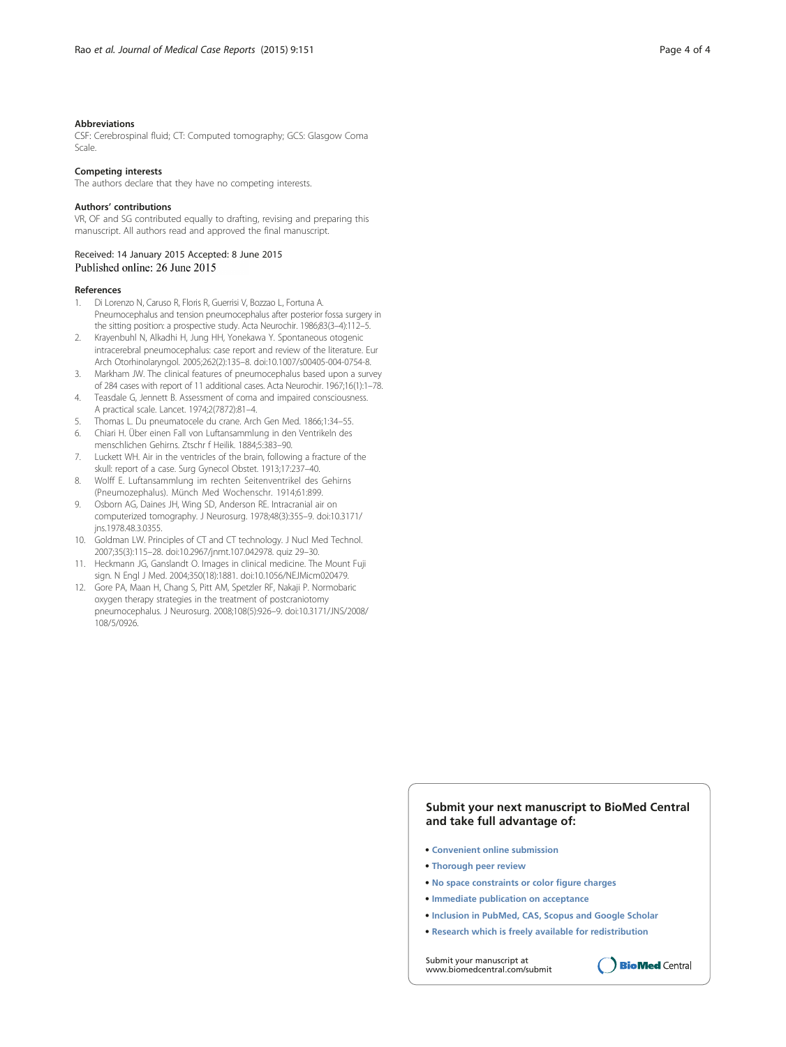### Abbreviations

CSF: Cerebrospinal fluid; CT: Computed tomography; GCS: Glasgow Coma Scale.

### Competing interests

The authors declare that they have no competing interests.

### Authors' contributions

VR, OF and SG contributed equally to drafting, revising and preparing this manuscript. All authors read and approved the final manuscript.

Received: 14 January 2015 Accepted: 8 June 2015
Published online: 26 June 2015

### References

1. Di Lorenzo N, Caruso R, Floris R, Guerrisi V, Bozzao L, Fortuna A. Pneumocephalus and tension pneumocephalus after posterior fossa surgery in the sitting position: a prospective study. Acta Neurochir. 1986;83(3–4):112–5.
2. Krayenbuhl N, Alkadhi H, Jung HH, Yonekawa Y. Spontaneous otogenic intracerebral pneumocephalus: case report and review of the literature. Eur Arch Otorhinolaryngol. 2005;262(2):135–8. doi:10.1007/s00405-004-0754-8.
3. Markham JW. The clinical features of pneumocephalus based upon a survey of 284 cases with report of 11 additional cases. Acta Neurochir. 1967;16(1):1–78.
4. Teasdale G, Jennett B. Assessment of coma and impaired consciousness. A practical scale. Lancet. 1974;2(7872):81–4.
5. Thomas L. Du pneumatocele du crane. Arch Gen Med. 1866;1:34–55.
6. Chiari H. Über einen Fall von Luftansammlung in den Ventrikeln des menschlichen Gehirns. Ztschr f Heilik. 1884;5:383–90.
7. Luckett WH. Air in the ventricles of the brain, following a fracture of the skull: report of a case. Surg Gynecol Obstet. 1913;17:237–40.
8. Wolff E. Luftansammlung im rechten Seitenventrikel des Gehirns (Pneumozephalus). Münch Med Wochenschr. 1914;61:899.
9. Osborn AG, Daines JH, Wing SD, Anderson RE. Intracranial air on computerized tomography. J Neurosurg. 1978;48(3):355–9. doi:10.3171/jns.1978.48.3.0355.
10. Goldman LW. Principles of CT and CT technology. J Nucl Med Technol. 2007;35(3):115–28. doi:10.2967/jnmt.107.042978. quiz 29–30.
11. Heckmann JG, Ganslandt O. Images in clinical medicine. The Mount Fuji sign. N Engl J Med. 2004;350(18):1881. doi:10.1056/NEJMicm020479.
12. Gore PA, Maan H, Chang S, Pitt AM, Spetzler RF, Nakaji P. Normobaric oxygen therapy strategies in the treatment of postcraniotomy pneumocephalus. J Neurosurg. 2008;108(5):926–9. doi:10.3171/JNS/2008/108/5/0926.

**Submit your next manuscript to BioMed Central and take full advantage of:**

- Convenient online submission
- Thorough peer review
- No space constraints or color figure charges
- Immediate publication on acceptance
- Inclusion in PubMed, CAS, Scopus and Google Scholar
- Research which is freely available for redistribution

Submit your manuscript at
www.biomedcentral.com/submit

BioMed Central